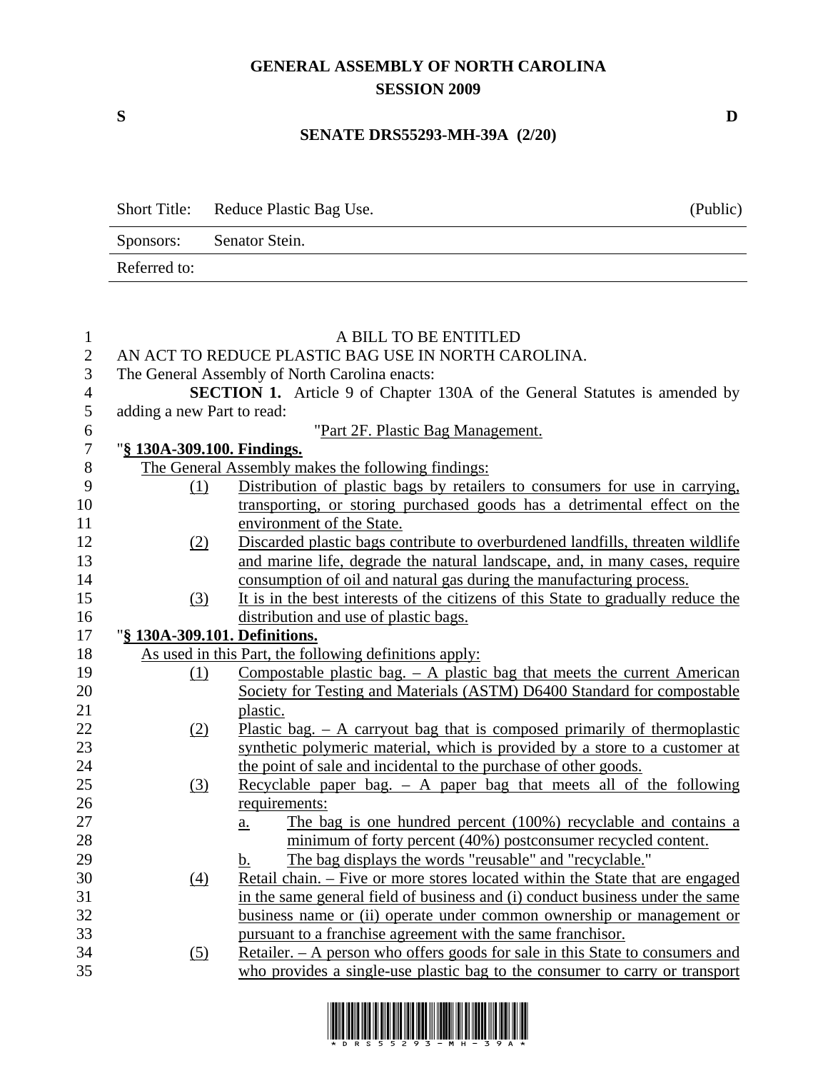# GENERAL ASSEMBLY OF NORTH CAROLINA
## SESSION 2009

S D

**SENATE DRS55293-MH-39A (2/20)**

| Short Title: | Reduce Plastic Bag Use. | (Public) |
|---|---|---|
| Sponsors: | Senator Stein. | |
| Referred to: | | |

A BILL TO BE ENTITLED

AN ACT TO REDUCE PLASTIC BAG USE IN NORTH CAROLINA.

The General Assembly of North Carolina enacts:

**SECTION 1.** Article 9 of Chapter 130A of the General Statutes is amended by adding a new Part to read:

"Part 2F. Plastic Bag Management.

"**§ 130A-309.100. Findings.**

The General Assembly makes the following findings:

(1) Distribution of plastic bags by retailers to consumers for use in carrying, transporting, or storing purchased goods has a detrimental effect on the environment of the State.

(2) Discarded plastic bags contribute to overburdened landfills, threaten wildlife and marine life, degrade the natural landscape, and, in many cases, require consumption of oil and natural gas during the manufacturing process.

(3) It is in the best interests of the citizens of this State to gradually reduce the distribution and use of plastic bags.

"**§ 130A-309.101. Definitions.**

As used in this Part, the following definitions apply:

(1) Compostable plastic bag. – A plastic bag that meets the current American Society for Testing and Materials (ASTM) D6400 Standard for compostable plastic.

(2) Plastic bag. – A carryout bag that is composed primarily of thermoplastic synthetic polymeric material, which is provided by a store to a customer at the point of sale and incidental to the purchase of other goods.

(3) Recyclable paper bag. – A paper bag that meets all of the following requirements:

a. The bag is one hundred percent (100%) recyclable and contains a minimum of forty percent (40%) postconsumer recycled content.

b. The bag displays the words "reusable" and "recyclable."

(4) Retail chain. – Five or more stores located within the State that are engaged in the same general field of business and (i) conduct business under the same business name or (ii) operate under common ownership or management or pursuant to a franchise agreement with the same franchisor.

(5) Retailer. – A person who offers goods for sale in this State to consumers and who provides a single-use plastic bag to the consumer to carry or transport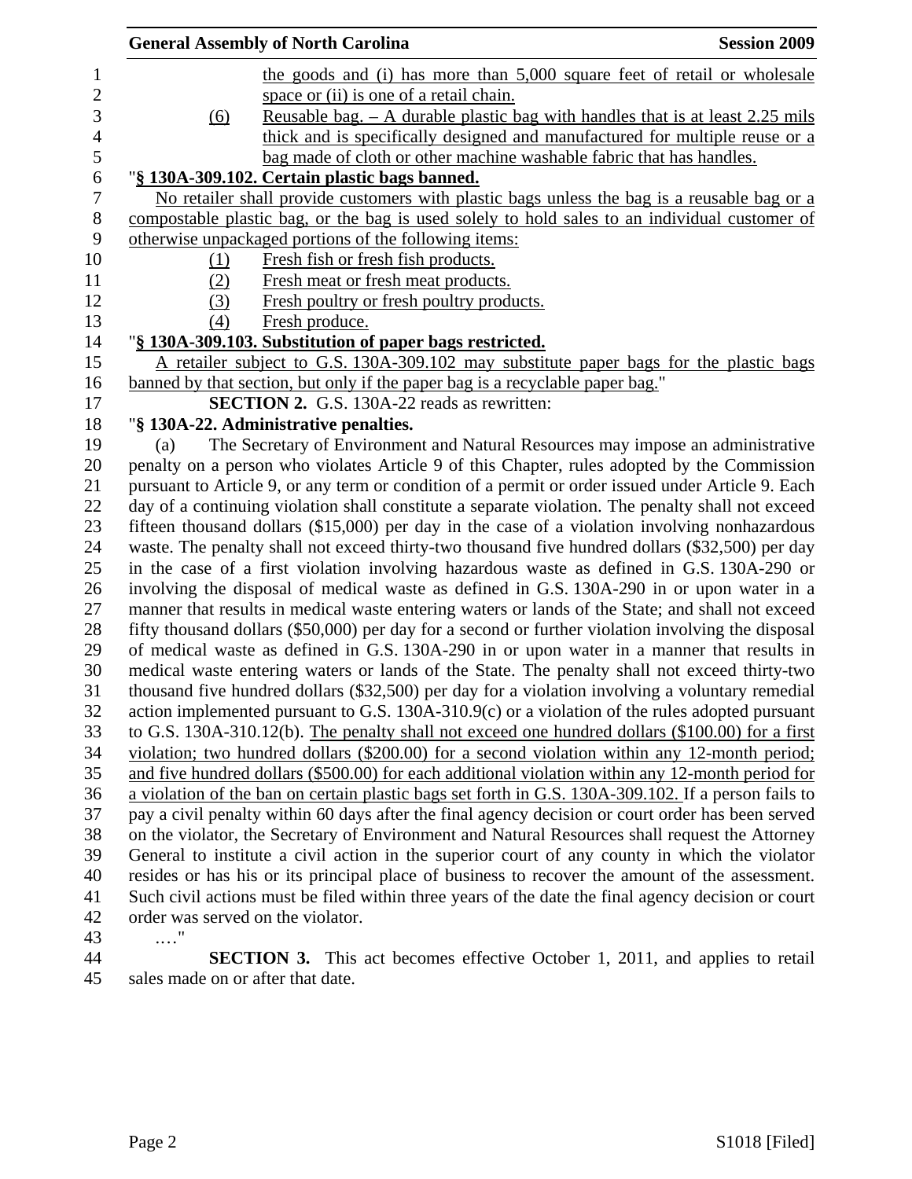the goods and (i) has more than 5,000 square feet of retail or wholesale space or (ii) is one of a retail chain.

(6) Reusable bag. – A durable plastic bag with handles that is at least 2.25 mils thick and is specifically designed and manufactured for multiple reuse or a bag made of cloth or other machine washable fabric that has handles.

"**§ 130A-309.102. Certain plastic bags banned.**

No retailer shall provide customers with plastic bags unless the bag is a reusable bag or a compostable plastic bag, or the bag is used solely to hold sales to an individual customer of otherwise unpackaged portions of the following items:

(1) Fresh fish or fresh fish products.
(2) Fresh meat or fresh meat products.
(3) Fresh poultry or fresh poultry products.
(4) Fresh produce.

"**§ 130A-309.103. Substitution of paper bags restricted.**

A retailer subject to G.S. 130A-309.102 may substitute paper bags for the plastic bags banned by that section, but only if the paper bag is a recyclable paper bag."

**SECTION 2.** G.S. 130A-22 reads as rewritten:

"**§ 130A-22. Administrative penalties.**

(a) The Secretary of Environment and Natural Resources may impose an administrative penalty on a person who violates Article 9 of this Chapter, rules adopted by the Commission pursuant to Article 9, or any term or condition of a permit or order issued under Article 9. Each day of a continuing violation shall constitute a separate violation. The penalty shall not exceed fifteen thousand dollars ($15,000) per day in the case of a violation involving nonhazardous waste. The penalty shall not exceed thirty-two thousand five hundred dollars ($32,500) per day in the case of a first violation involving hazardous waste as defined in G.S. 130A-290 or involving the disposal of medical waste as defined in G.S. 130A-290 in or upon water in a manner that results in medical waste entering waters or lands of the State; and shall not exceed fifty thousand dollars ($50,000) per day for a second or further violation involving the disposal of medical waste as defined in G.S. 130A-290 in or upon water in a manner that results in medical waste entering waters or lands of the State. The penalty shall not exceed thirty-two thousand five hundred dollars ($32,500) per day for a violation involving a voluntary remedial action implemented pursuant to G.S. 130A-310.9(c) or a violation of the rules adopted pursuant to G.S. 130A-310.12(b). The penalty shall not exceed one hundred dollars ($100.00) for a first violation; two hundred dollars ($200.00) for a second violation within any 12-month period; and five hundred dollars ($500.00) for each additional violation within any 12-month period for a violation of the ban on certain plastic bags set forth in G.S. 130A-309.102. If a person fails to pay a civil penalty within 60 days after the final agency decision or court order has been served on the violator, the Secretary of Environment and Natural Resources shall request the Attorney General to institute a civil action in the superior court of any county in which the violator resides or has his or its principal place of business to recover the amount of the assessment. Such civil actions must be filed within three years of the date the final agency decision or court order was served on the violator.

…."

**SECTION 3.** This act becomes effective October 1, 2011, and applies to retail sales made on or after that date.